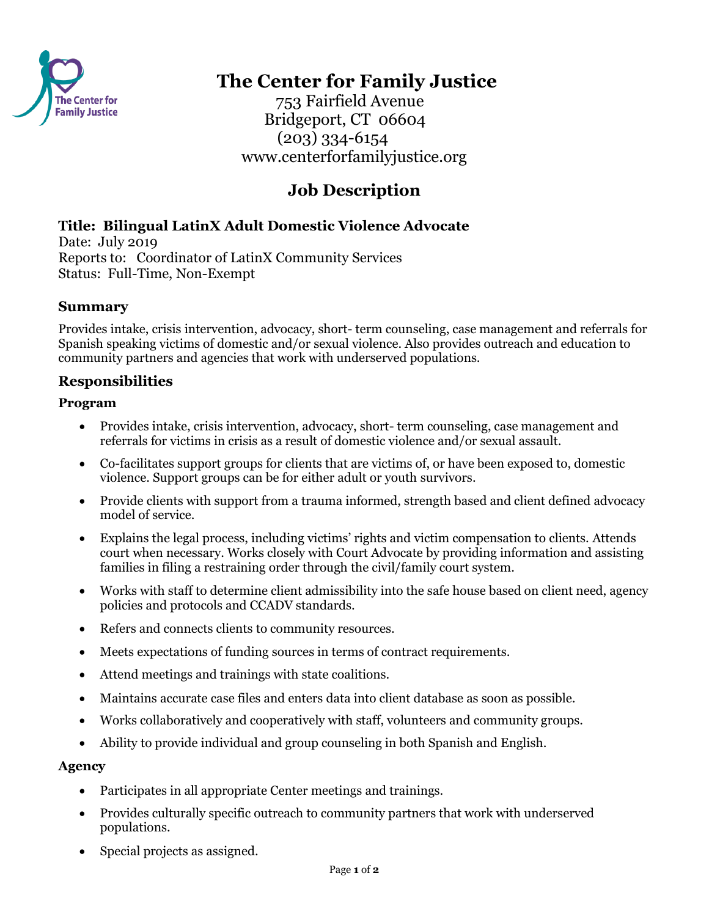# The Center for Family Justice

753 Fairfield Avenue
Bridgeport, CT 06604
(203) 334-6154
www.centerforfamilyjustice.org

## Job Description

**Title: Bilingual LatinX Adult Domestic Violence Advocate**
Date: July 2019
Reports to: Coordinator of LatinX Community Services
Status: Full-Time, Non-Exempt

### Summary

Provides intake, crisis intervention, advocacy, short- term counseling, case management and referrals for Spanish speaking victims of domestic and/or sexual violence. Also provides outreach and education to community partners and agencies that work with underserved populations.

### Responsibilities

#### Program

- Provides intake, crisis intervention, advocacy, short- term counseling, case management and referrals for victims in crisis as a result of domestic violence and/or sexual assault.
- Co-facilitates support groups for clients that are victims of, or have been exposed to, domestic violence. Support groups can be for either adult or youth survivors.
- Provide clients with support from a trauma informed, strength based and client defined advocacy model of service.
- Explains the legal process, including victims' rights and victim compensation to clients. Attends court when necessary. Works closely with Court Advocate by providing information and assisting families in filing a restraining order through the civil/family court system.
- Works with staff to determine client admissibility into the safe house based on client need, agency policies and protocols and CCADV standards.
- Refers and connects clients to community resources.
- Meets expectations of funding sources in terms of contract requirements.
- Attend meetings and trainings with state coalitions.
- Maintains accurate case files and enters data into client database as soon as possible.
- Works collaboratively and cooperatively with staff, volunteers and community groups.
- Ability to provide individual and group counseling in both Spanish and English.

#### Agency

- Participates in all appropriate Center meetings and trainings.
- Provides culturally specific outreach to community partners that work with underserved populations.
- Special projects as assigned.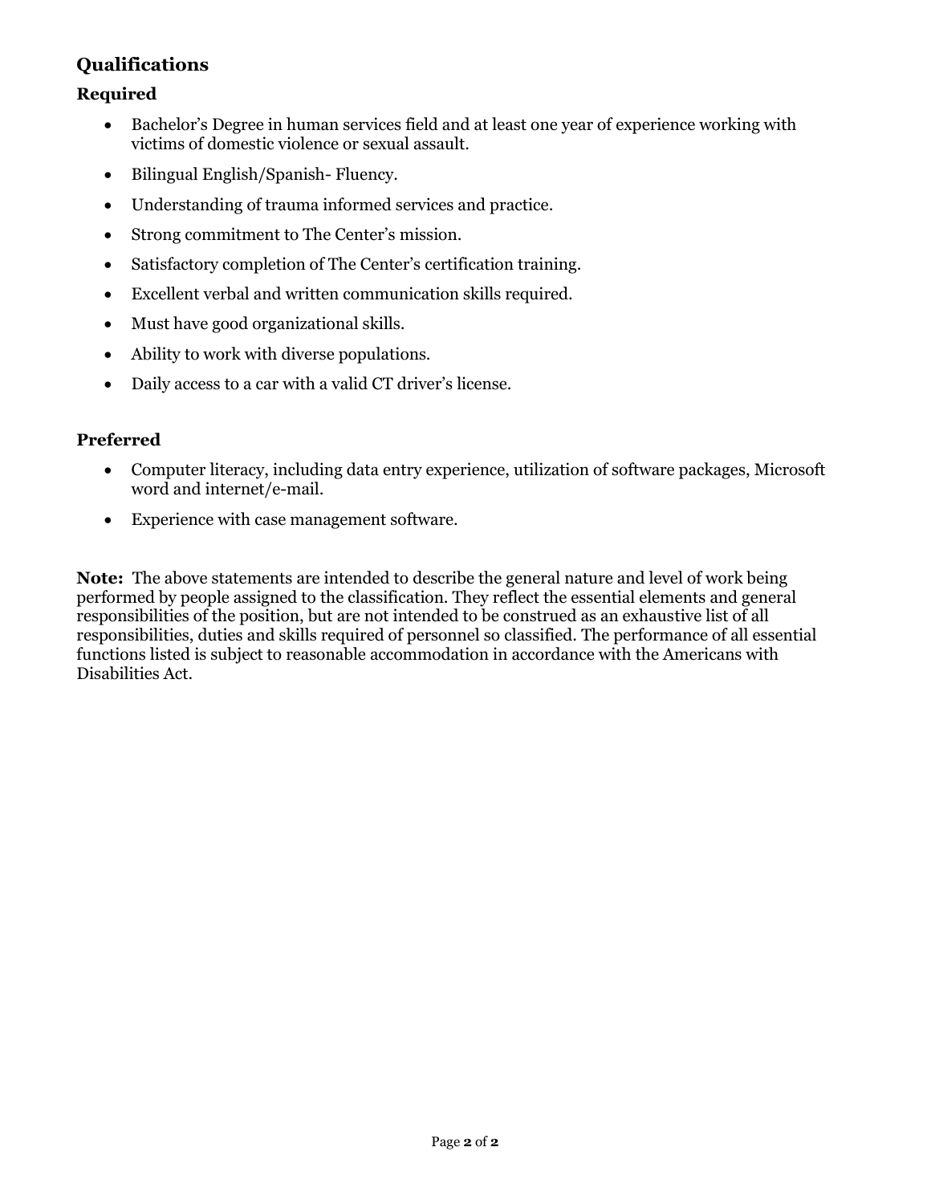## Qualifications

### Required

- Bachelor's Degree in human services field and at least one year of experience working with victims of domestic violence or sexual assault.
- Bilingual English/Spanish- Fluency.
- Understanding of trauma informed services and practice.
- Strong commitment to The Center's mission.
- Satisfactory completion of The Center's certification training.
- Excellent verbal and written communication skills required.
- Must have good organizational skills.
- Ability to work with diverse populations.
- Daily access to a car with a valid CT driver's license.

### Preferred

- Computer literacy, including data entry experience, utilization of software packages, Microsoft word and internet/e-mail.
- Experience with case management software.

**Note:** The above statements are intended to describe the general nature and level of work being performed by people assigned to the classification. They reflect the essential elements and general responsibilities of the position, but are not intended to be construed as an exhaustive list of all responsibilities, duties and skills required of personnel so classified. The performance of all essential functions listed is subject to reasonable accommodation in accordance with the Americans with Disabilities Act.